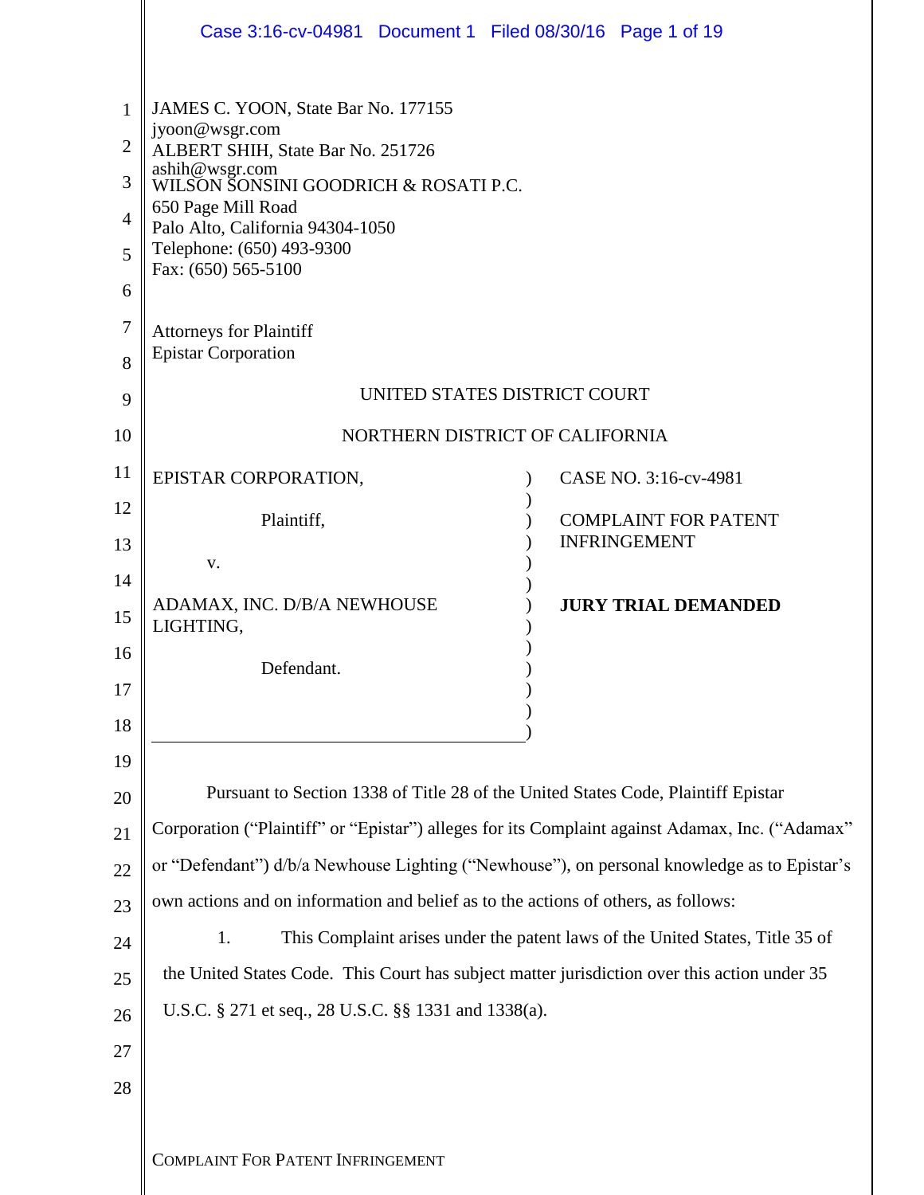JAMES C. YOON, State Bar No. 177155
jyoon@wsgr.com
ALBERT SHIH, State Bar No. 251726
ashih@wsgr.com
WILSON SONSINI GOODRICH & ROSATI P.C.
650 Page Mill Road
Palo Alto, California 94304-1050
Telephone: (650) 493-9300
Fax: (650) 565-5100

Attorneys for Plaintiff
Epistar Corporation

UNITED STATES DISTRICT COURT

NORTHERN DISTRICT OF CALIFORNIA

| | |
|---|---|
| EPISTAR CORPORATION,<br><br>Plaintiff,<br><br>v.<br><br>ADAMAX, INC. D/B/A NEWHOUSE LIGHTING,<br><br>Defendant. | CASE NO. 3:16-cv-4981<br><br>COMPLAINT FOR PATENT INFRINGEMENT<br><br>**JURY TRIAL DEMANDED** |

Pursuant to Section 1338 of Title 28 of the United States Code, Plaintiff Epistar Corporation ("Plaintiff" or "Epistar") alleges for its Complaint against Adamax, Inc. ("Adamax" or "Defendant") d/b/a Newhouse Lighting ("Newhouse"), on personal knowledge as to Epistar's own actions and on information and belief as to the actions of others, as follows:

1. This Complaint arises under the patent laws of the United States, Title 35 of the United States Code. This Court has subject matter jurisdiction over this action under 35 U.S.C. § 271 et seq., 28 U.S.C. §§ 1331 and 1338(a).

COMPLAINT FOR PATENT INFRINGEMENT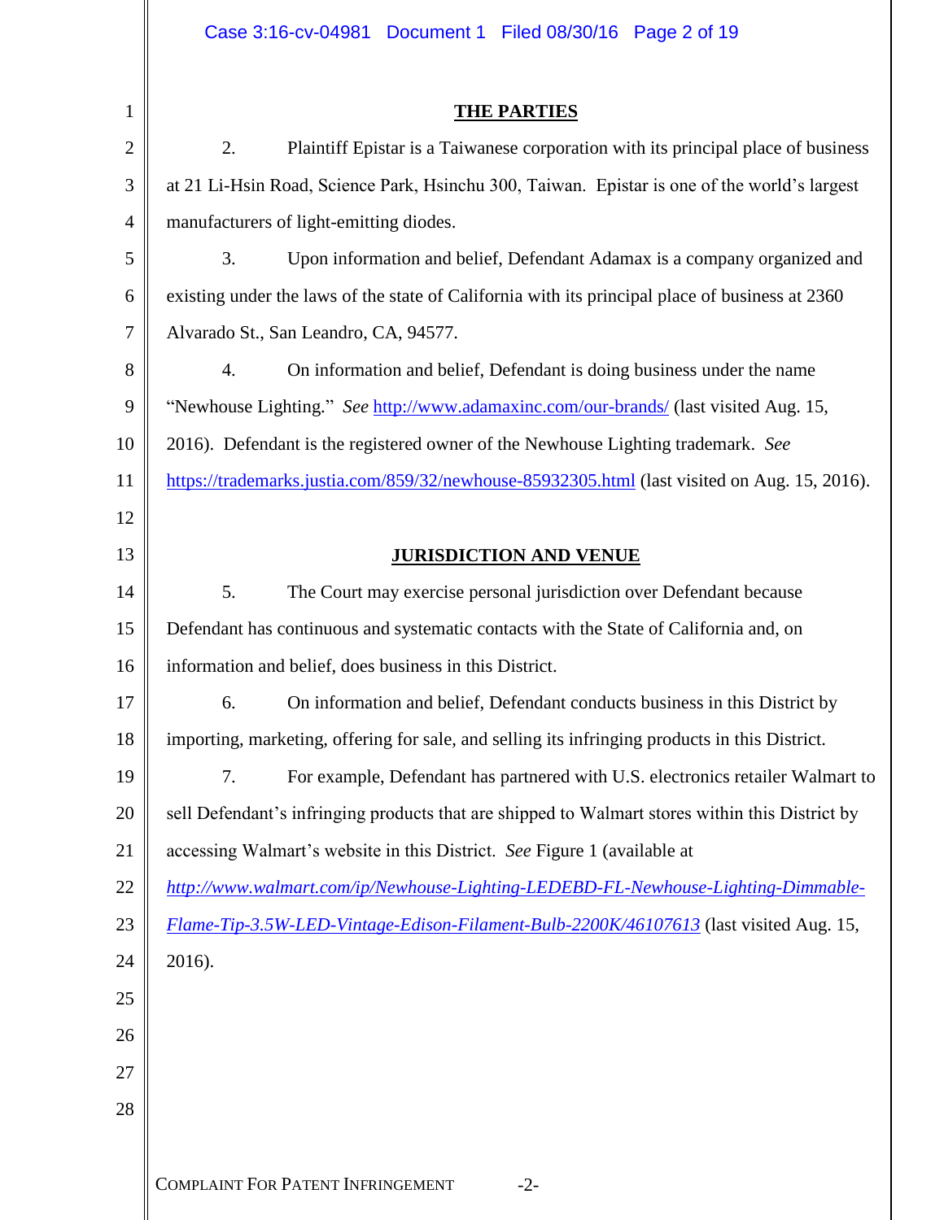## THE PARTIES

2. Plaintiff Epistar is a Taiwanese corporation with its principal place of business at 21 Li-Hsin Road, Science Park, Hsinchu 300, Taiwan. Epistar is one of the world's largest manufacturers of light-emitting diodes.

3. Upon information and belief, Defendant Adamax is a company organized and existing under the laws of the state of California with its principal place of business at 2360 Alvarado St., San Leandro, CA, 94577.

4. On information and belief, Defendant is doing business under the name "Newhouse Lighting." *See* http://www.adamaxinc.com/our-brands/ (last visited Aug. 15, 2016). Defendant is the registered owner of the Newhouse Lighting trademark. *See* https://trademarks.justia.com/859/32/newhouse-85932305.html (last visited on Aug. 15, 2016).

## JURISDICTION AND VENUE

5. The Court may exercise personal jurisdiction over Defendant because Defendant has continuous and systematic contacts with the State of California and, on information and belief, does business in this District.

6. On information and belief, Defendant conducts business in this District by importing, marketing, offering for sale, and selling its infringing products in this District.

7. For example, Defendant has partnered with U.S. electronics retailer Walmart to sell Defendant's infringing products that are shipped to Walmart stores within this District by accessing Walmart's website in this District. *See* Figure 1 (available at *http://www.walmart.com/ip/Newhouse-Lighting-LEDEBD-FL-Newhouse-Lighting-Dimmable-Flame-Tip-3.5W-LED-Vintage-Edison-Filament-Bulb-2200K/46107613* (last visited Aug. 15, 2016).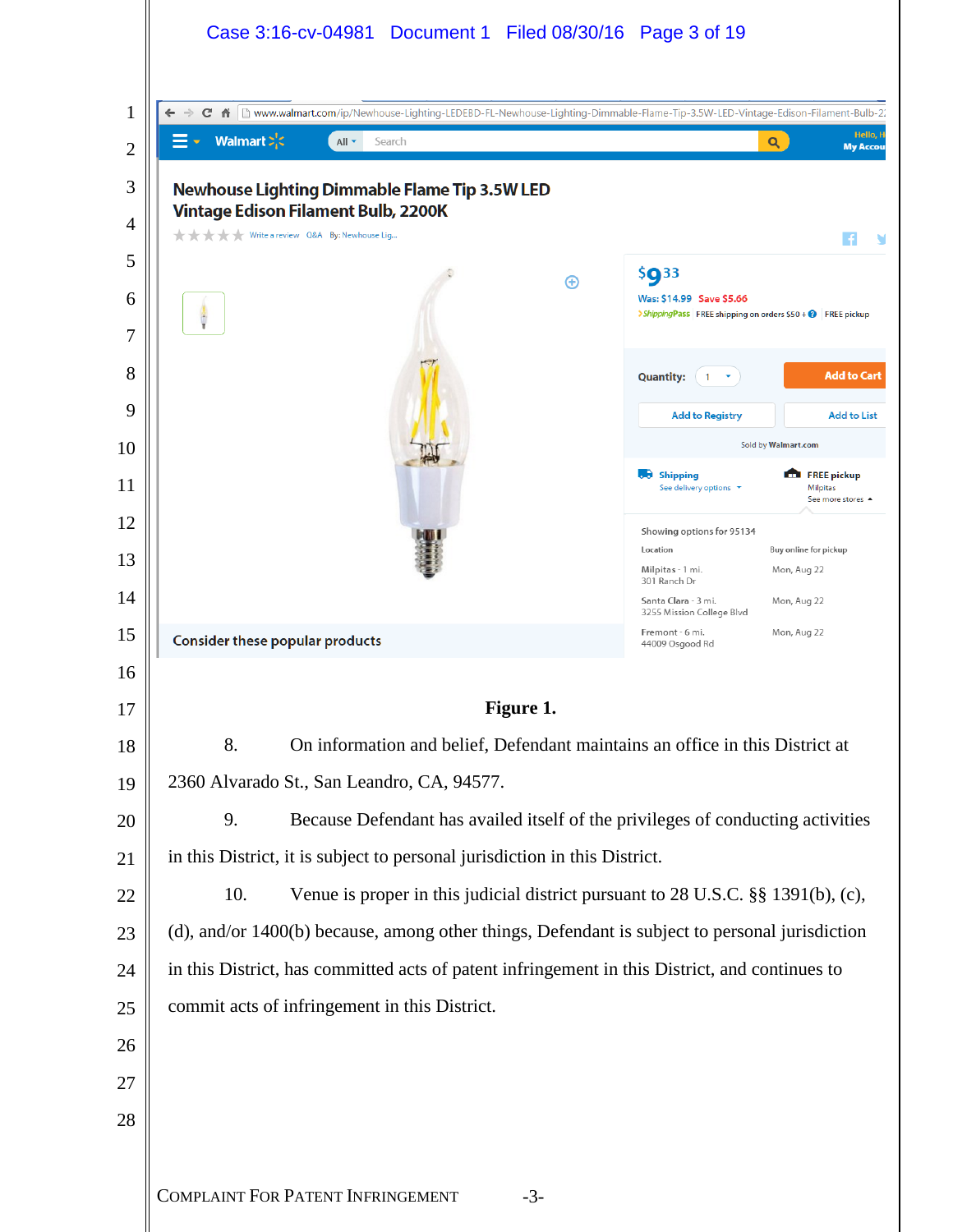Figure 1.

8. On information and belief, Defendant maintains an office in this District at 2360 Alvarado St., San Leandro, CA, 94577.

9. Because Defendant has availed itself of the privileges of conducting activities in this District, it is subject to personal jurisdiction in this District.

10. Venue is proper in this judicial district pursuant to 28 U.S.C. §§ 1391(b), (c), (d), and/or 1400(b) because, among other things, Defendant is subject to personal jurisdiction in this District, has committed acts of patent infringement in this District, and continues to commit acts of infringement in this District.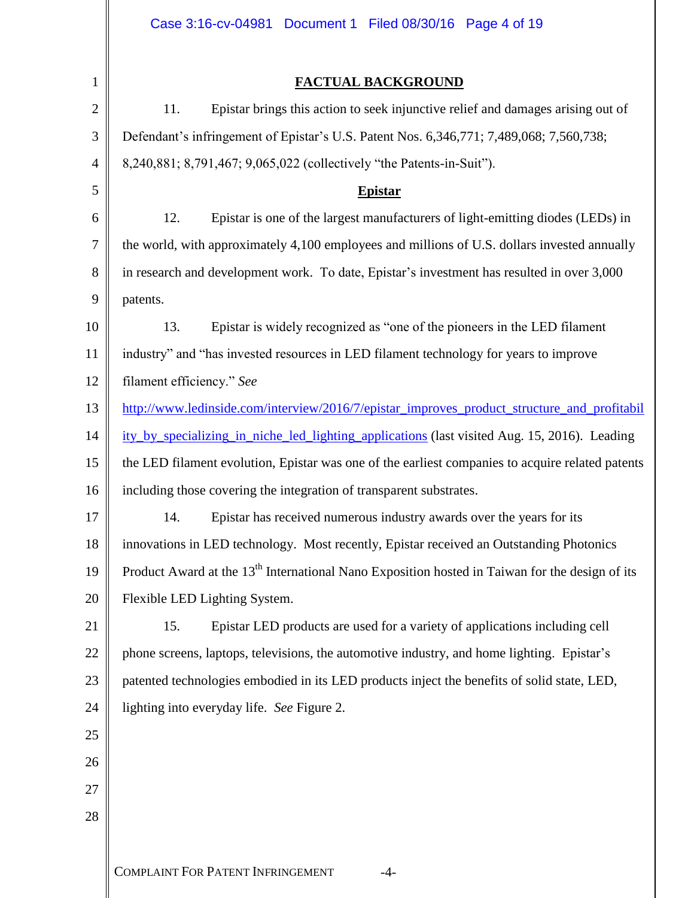## FACTUAL BACKGROUND

11. Epistar brings this action to seek injunctive relief and damages arising out of Defendant's infringement of Epistar's U.S. Patent Nos. 6,346,771; 7,489,068; 7,560,738; 8,240,881; 8,791,467; 9,065,022 (collectively "the Patents-in-Suit").

### Epistar

12. Epistar is one of the largest manufacturers of light-emitting diodes (LEDs) in the world, with approximately 4,100 employees and millions of U.S. dollars invested annually in research and development work. To date, Epistar's investment has resulted in over 3,000 patents.

13. Epistar is widely recognized as "one of the pioneers in the LED filament industry" and "has invested resources in LED filament technology for years to improve filament efficiency." *See* http://www.ledinside.com/interview/2016/7/epistar_improves_product_structure_and_profitability_by_specializing_in_niche_led_lighting_applications (last visited Aug. 15, 2016). Leading the LED filament evolution, Epistar was one of the earliest companies to acquire related patents including those covering the integration of transparent substrates.

14. Epistar has received numerous industry awards over the years for its innovations in LED technology. Most recently, Epistar received an Outstanding Photonics Product Award at the 13th International Nano Exposition hosted in Taiwan for the design of its Flexible LED Lighting System.

15. Epistar LED products are used for a variety of applications including cell phone screens, laptops, televisions, the automotive industry, and home lighting. Epistar's patented technologies embodied in its LED products inject the benefits of solid state, LED, lighting into everyday life. *See* Figure 2.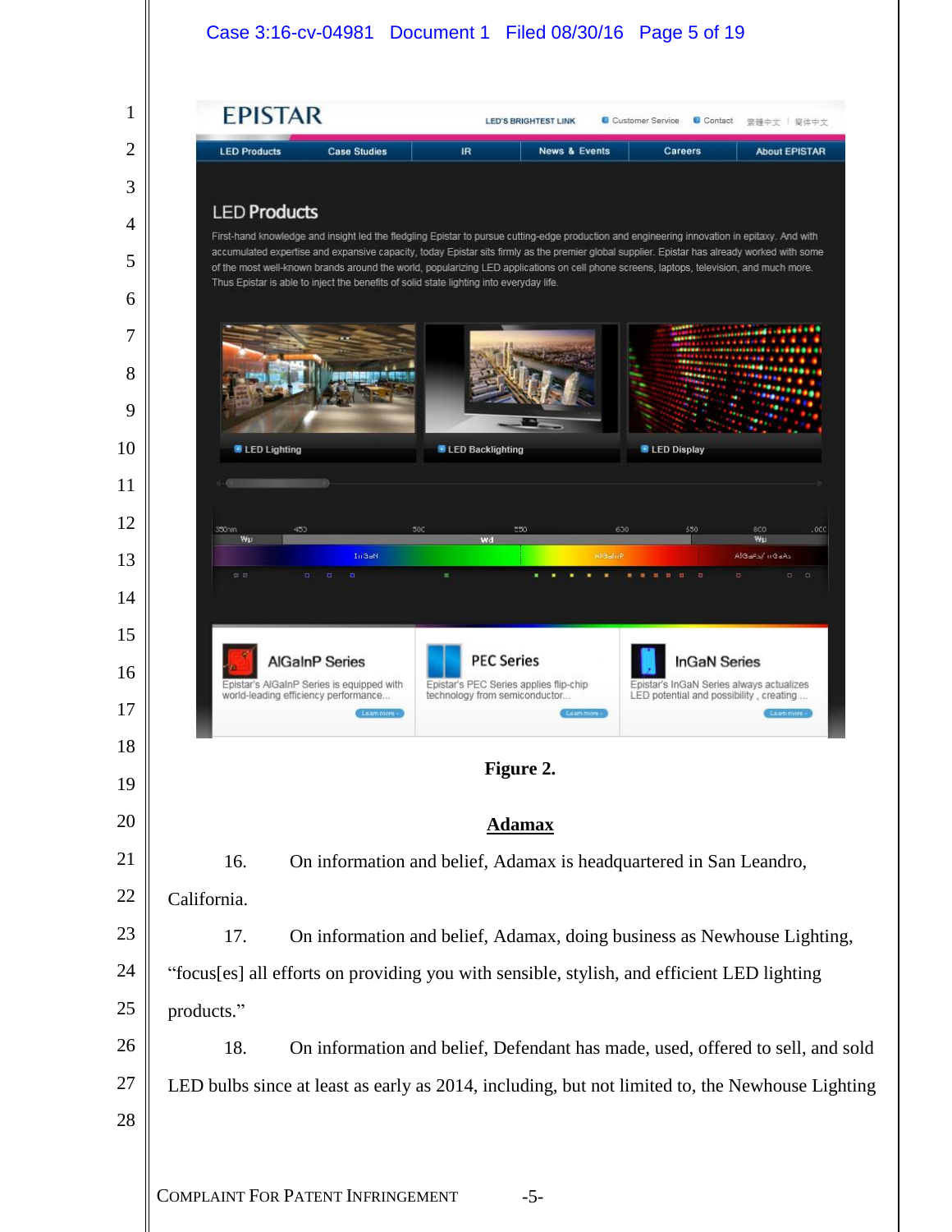Figure 2.

## Adamax

16. On information and belief, Adamax is headquartered in San Leandro, California.

17. On information and belief, Adamax, doing business as Newhouse Lighting, "focus[es] all efforts on providing you with sensible, stylish, and efficient LED lighting products."

18. On information and belief, Defendant has made, used, offered to sell, and sold LED bulbs since at least as early as 2014, including, but not limited to, the Newhouse Lighting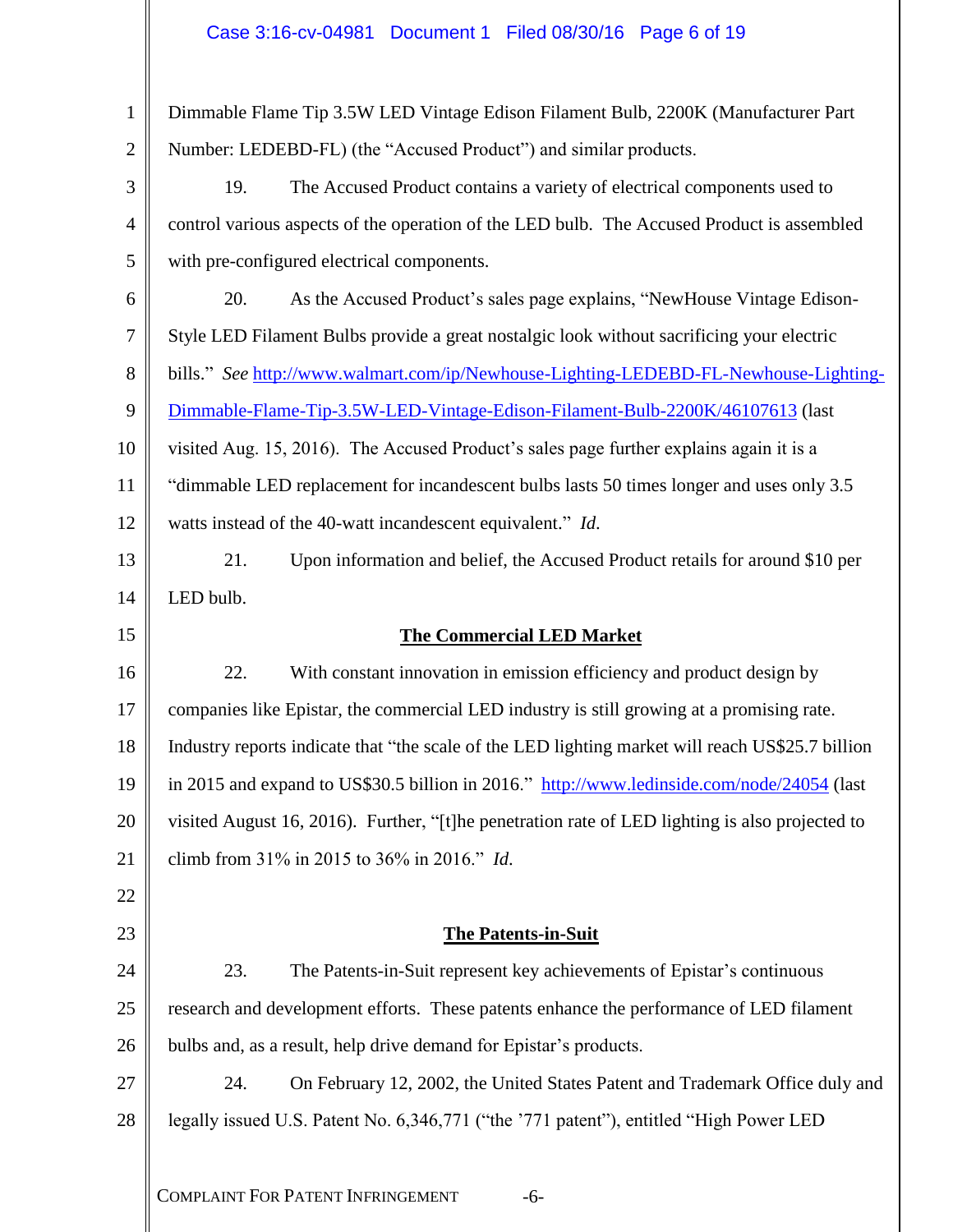Dimmable Flame Tip 3.5W LED Vintage Edison Filament Bulb, 2200K (Manufacturer Part Number: LEDEBD-FL) (the "Accused Product") and similar products.

19. The Accused Product contains a variety of electrical components used to control various aspects of the operation of the LED bulb. The Accused Product is assembled with pre-configured electrical components.

20. As the Accused Product's sales page explains, "NewHouse Vintage Edison-Style LED Filament Bulbs provide a great nostalgic look without sacrificing your electric bills." *See* http://www.walmart.com/ip/Newhouse-Lighting-LEDEBD-FL-Newhouse-Lighting-Dimmable-Flame-Tip-3.5W-LED-Vintage-Edison-Filament-Bulb-2200K/46107613 (last visited Aug. 15, 2016). The Accused Product's sales page further explains again it is a "dimmable LED replacement for incandescent bulbs lasts 50 times longer and uses only 3.5 watts instead of the 40-watt incandescent equivalent." *Id.*

21. Upon information and belief, the Accused Product retails for around $10 per LED bulb.

## The Commercial LED Market

22. With constant innovation in emission efficiency and product design by companies like Epistar, the commercial LED industry is still growing at a promising rate. Industry reports indicate that "the scale of the LED lighting market will reach US$25.7 billion in 2015 and expand to US$30.5 billion in 2016." http://www.ledinside.com/node/24054 (last visited August 16, 2016). Further, "[t]he penetration rate of LED lighting is also projected to climb from 31% in 2015 to 36% in 2016." *Id.*

## The Patents-in-Suit

23. The Patents-in-Suit represent key achievements of Epistar's continuous research and development efforts. These patents enhance the performance of LED filament bulbs and, as a result, help drive demand for Epistar's products.

24. On February 12, 2002, the United States Patent and Trademark Office duly and legally issued U.S. Patent No. 6,346,771 ("the '771 patent"), entitled "High Power LED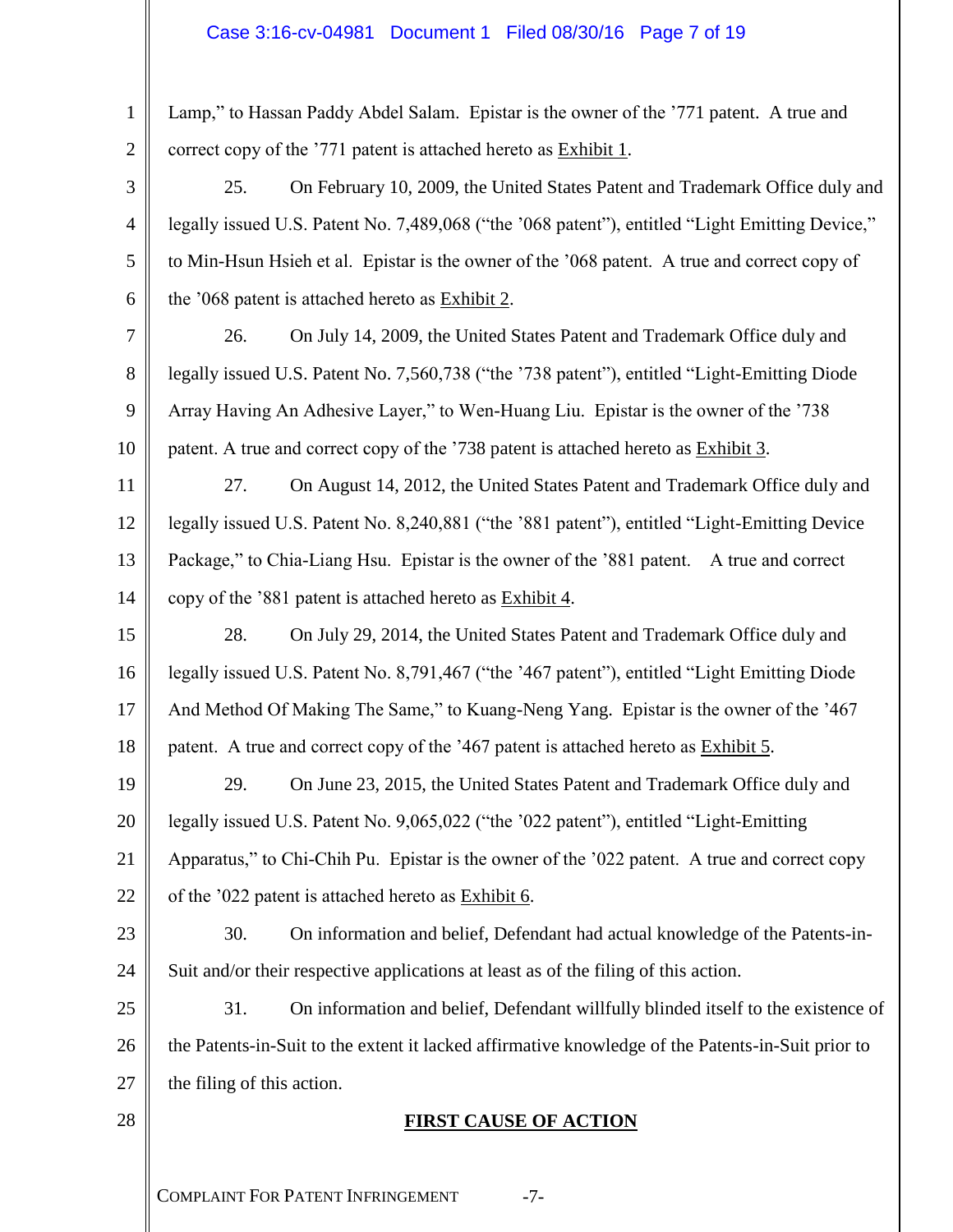Lamp," to Hassan Paddy Abdel Salam. Epistar is the owner of the '771 patent. A true and correct copy of the '771 patent is attached hereto as Exhibit 1.

25. On February 10, 2009, the United States Patent and Trademark Office duly and legally issued U.S. Patent No. 7,489,068 ("the '068 patent"), entitled "Light Emitting Device," to Min-Hsun Hsieh et al. Epistar is the owner of the '068 patent. A true and correct copy of the '068 patent is attached hereto as Exhibit 2.

26. On July 14, 2009, the United States Patent and Trademark Office duly and legally issued U.S. Patent No. 7,560,738 ("the '738 patent"), entitled "Light-Emitting Diode Array Having An Adhesive Layer," to Wen-Huang Liu. Epistar is the owner of the '738 patent. A true and correct copy of the '738 patent is attached hereto as Exhibit 3.

27. On August 14, 2012, the United States Patent and Trademark Office duly and legally issued U.S. Patent No. 8,240,881 ("the '881 patent"), entitled "Light-Emitting Device Package," to Chia-Liang Hsu. Epistar is the owner of the '881 patent. A true and correct copy of the '881 patent is attached hereto as Exhibit 4.

28. On July 29, 2014, the United States Patent and Trademark Office duly and legally issued U.S. Patent No. 8,791,467 ("the '467 patent"), entitled "Light Emitting Diode And Method Of Making The Same," to Kuang-Neng Yang. Epistar is the owner of the '467 patent. A true and correct copy of the '467 patent is attached hereto as Exhibit 5.

29. On June 23, 2015, the United States Patent and Trademark Office duly and legally issued U.S. Patent No. 9,065,022 ("the '022 patent"), entitled "Light-Emitting Apparatus," to Chi-Chih Pu. Epistar is the owner of the '022 patent. A true and correct copy of the '022 patent is attached hereto as Exhibit 6.

30. On information and belief, Defendant had actual knowledge of the Patents-in-Suit and/or their respective applications at least as of the filing of this action.

31. On information and belief, Defendant willfully blinded itself to the existence of the Patents-in-Suit to the extent it lacked affirmative knowledge of the Patents-in-Suit prior to the filing of this action.

**FIRST CAUSE OF ACTION**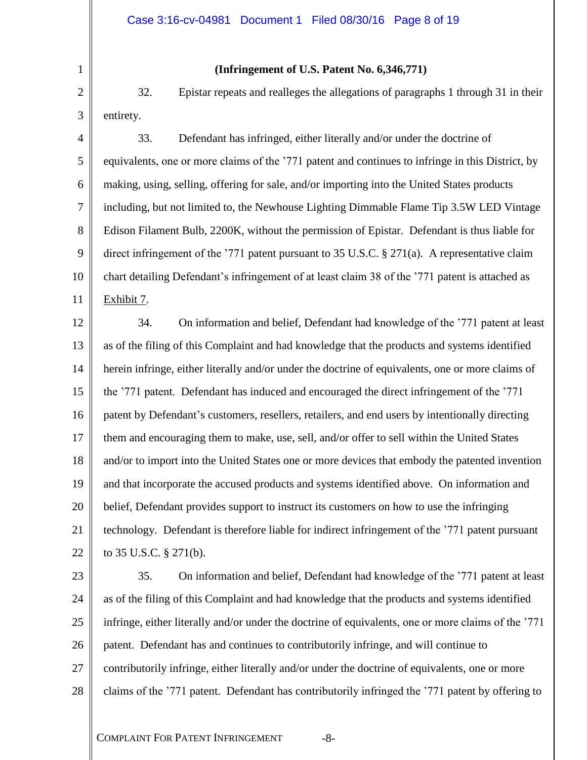**(Infringement of U.S. Patent No. 6,346,771)**

32. Epistar repeats and realleges the allegations of paragraphs 1 through 31 in their entirety.

33. Defendant has infringed, either literally and/or under the doctrine of equivalents, one or more claims of the ’771 patent and continues to infringe in this District, by making, using, selling, offering for sale, and/or importing into the United States products including, but not limited to, the Newhouse Lighting Dimmable Flame Tip 3.5W LED Vintage Edison Filament Bulb, 2200K, without the permission of Epistar. Defendant is thus liable for direct infringement of the ’771 patent pursuant to 35 U.S.C. § 271(a). A representative claim chart detailing Defendant’s infringement of at least claim 38 of the ’771 patent is attached as Exhibit 7.

34. On information and belief, Defendant had knowledge of the ’771 patent at least as of the filing of this Complaint and had knowledge that the products and systems identified herein infringe, either literally and/or under the doctrine of equivalents, one or more claims of the ’771 patent. Defendant has induced and encouraged the direct infringement of the ’771 patent by Defendant’s customers, resellers, retailers, and end users by intentionally directing them and encouraging them to make, use, sell, and/or offer to sell within the United States and/or to import into the United States one or more devices that embody the patented invention and that incorporate the accused products and systems identified above. On information and belief, Defendant provides support to instruct its customers on how to use the infringing technology. Defendant is therefore liable for indirect infringement of the ’771 patent pursuant to 35 U.S.C. § 271(b).

35. On information and belief, Defendant had knowledge of the ’771 patent at least as of the filing of this Complaint and had knowledge that the products and systems identified infringe, either literally and/or under the doctrine of equivalents, one or more claims of the ’771 patent. Defendant has and continues to contributorily infringe, and will continue to contributorily infringe, either literally and/or under the doctrine of equivalents, one or more claims of the ’771 patent. Defendant has contributorily infringed the ’771 patent by offering to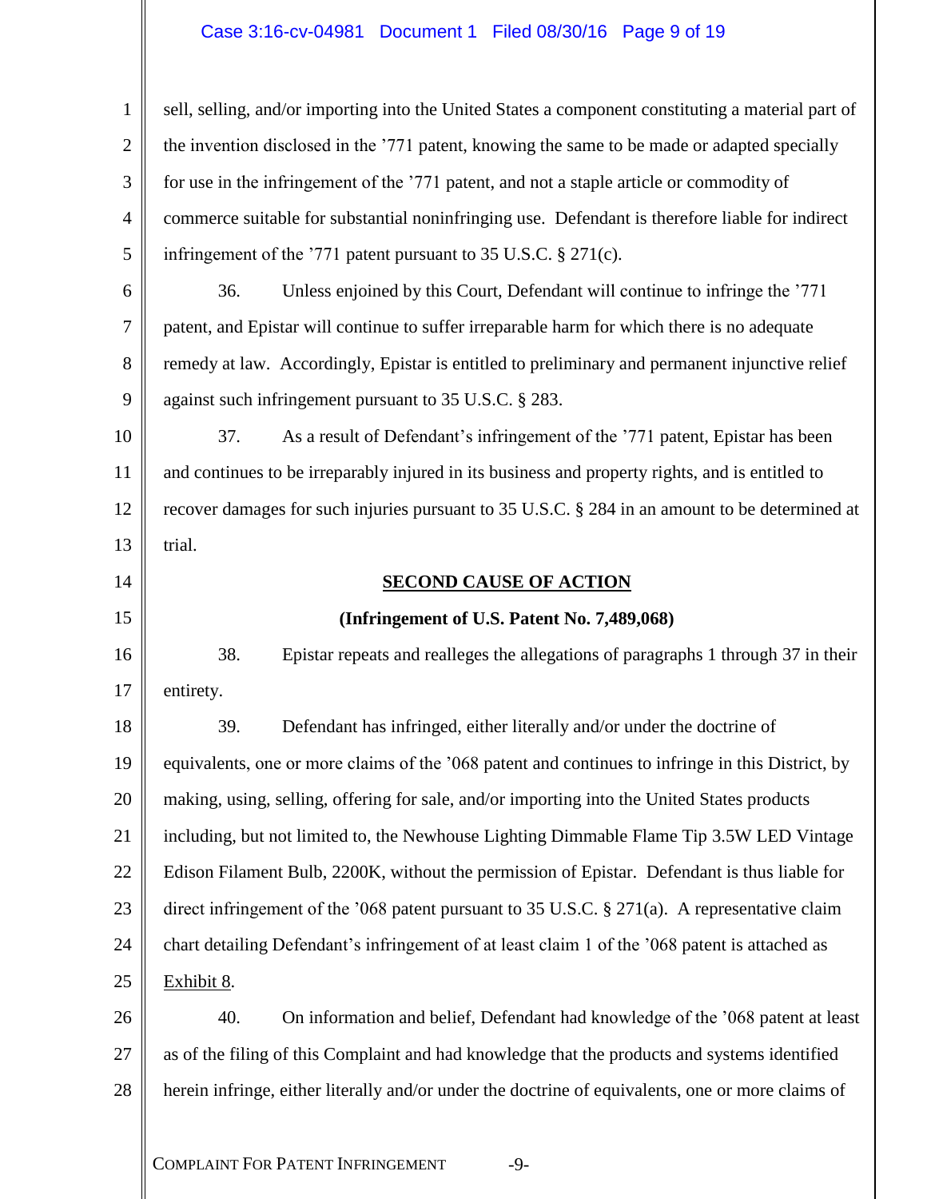sell, selling, and/or importing into the United States a component constituting a material part of the invention disclosed in the '771 patent, knowing the same to be made or adapted specially for use in the infringement of the '771 patent, and not a staple article or commodity of commerce suitable for substantial noninfringing use. Defendant is therefore liable for indirect infringement of the '771 patent pursuant to 35 U.S.C. § 271(c).

36. Unless enjoined by this Court, Defendant will continue to infringe the '771 patent, and Epistar will continue to suffer irreparable harm for which there is no adequate remedy at law. Accordingly, Epistar is entitled to preliminary and permanent injunctive relief against such infringement pursuant to 35 U.S.C. § 283.

37. As a result of Defendant's infringement of the '771 patent, Epistar has been and continues to be irreparably injured in its business and property rights, and is entitled to recover damages for such injuries pursuant to 35 U.S.C. § 284 in an amount to be determined at trial.

## SECOND CAUSE OF ACTION

### (Infringement of U.S. Patent No. 7,489,068)

38. Epistar repeats and realleges the allegations of paragraphs 1 through 37 in their entirety.

39. Defendant has infringed, either literally and/or under the doctrine of equivalents, one or more claims of the '068 patent and continues to infringe in this District, by making, using, selling, offering for sale, and/or importing into the United States products including, but not limited to, the Newhouse Lighting Dimmable Flame Tip 3.5W LED Vintage Edison Filament Bulb, 2200K, without the permission of Epistar. Defendant is thus liable for direct infringement of the '068 patent pursuant to 35 U.S.C. § 271(a). A representative claim chart detailing Defendant's infringement of at least claim 1 of the '068 patent is attached as Exhibit 8.

40. On information and belief, Defendant had knowledge of the '068 patent at least as of the filing of this Complaint and had knowledge that the products and systems identified herein infringe, either literally and/or under the doctrine of equivalents, one or more claims of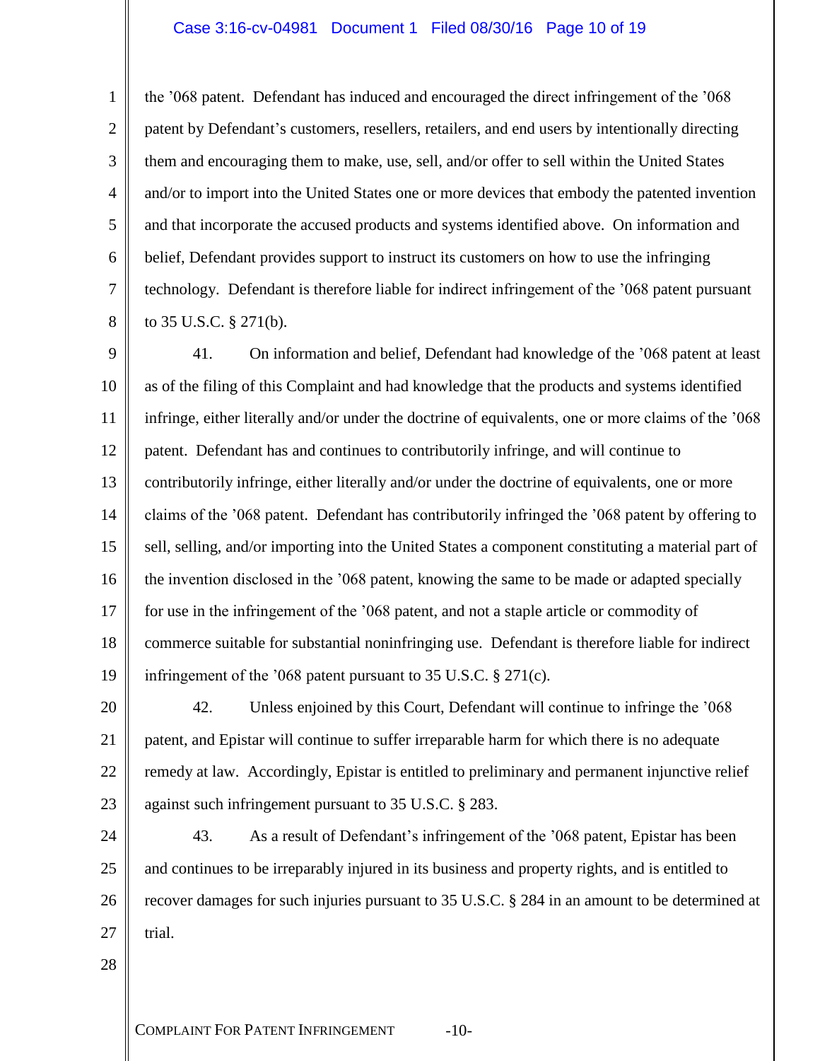the ’068 patent. Defendant has induced and encouraged the direct infringement of the ’068 patent by Defendant’s customers, resellers, retailers, and end users by intentionally directing them and encouraging them to make, use, sell, and/or offer to sell within the United States and/or to import into the United States one or more devices that embody the patented invention and that incorporate the accused products and systems identified above. On information and belief, Defendant provides support to instruct its customers on how to use the infringing technology. Defendant is therefore liable for indirect infringement of the ’068 patent pursuant to 35 U.S.C. § 271(b).

41. On information and belief, Defendant had knowledge of the ’068 patent at least as of the filing of this Complaint and had knowledge that the products and systems identified infringe, either literally and/or under the doctrine of equivalents, one or more claims of the ’068 patent. Defendant has and continues to contributorily infringe, and will continue to contributorily infringe, either literally and/or under the doctrine of equivalents, one or more claims of the ’068 patent. Defendant has contributorily infringed the ’068 patent by offering to sell, selling, and/or importing into the United States a component constituting a material part of the invention disclosed in the ’068 patent, knowing the same to be made or adapted specially for use in the infringement of the ’068 patent, and not a staple article or commodity of commerce suitable for substantial noninfringing use. Defendant is therefore liable for indirect infringement of the ’068 patent pursuant to 35 U.S.C. § 271(c).

42. Unless enjoined by this Court, Defendant will continue to infringe the ’068 patent, and Epistar will continue to suffer irreparable harm for which there is no adequate remedy at law. Accordingly, Epistar is entitled to preliminary and permanent injunctive relief against such infringement pursuant to 35 U.S.C. § 283.

43. As a result of Defendant’s infringement of the ’068 patent, Epistar has been and continues to be irreparably injured in its business and property rights, and is entitled to recover damages for such injuries pursuant to 35 U.S.C. § 284 in an amount to be determined at trial.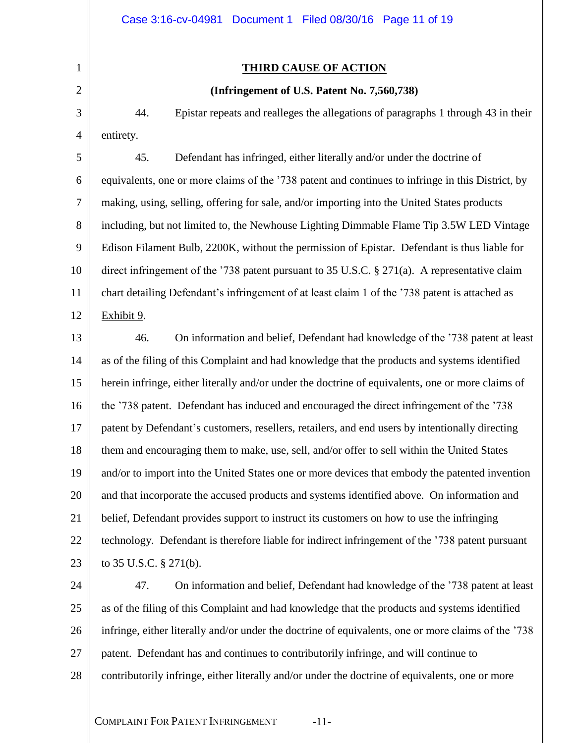## THIRD CAUSE OF ACTION

### (Infringement of U.S. Patent No. 7,560,738)

44. Epistar repeats and realleges the allegations of paragraphs 1 through 43 in their entirety.

45. Defendant has infringed, either literally and/or under the doctrine of equivalents, one or more claims of the '738 patent and continues to infringe in this District, by making, using, selling, offering for sale, and/or importing into the United States products including, but not limited to, the Newhouse Lighting Dimmable Flame Tip 3.5W LED Vintage Edison Filament Bulb, 2200K, without the permission of Epistar. Defendant is thus liable for direct infringement of the '738 patent pursuant to 35 U.S.C. § 271(a). A representative claim chart detailing Defendant's infringement of at least claim 1 of the '738 patent is attached as Exhibit 9.

46. On information and belief, Defendant had knowledge of the '738 patent at least as of the filing of this Complaint and had knowledge that the products and systems identified herein infringe, either literally and/or under the doctrine of equivalents, one or more claims of the '738 patent. Defendant has induced and encouraged the direct infringement of the '738 patent by Defendant's customers, resellers, retailers, and end users by intentionally directing them and encouraging them to make, use, sell, and/or offer to sell within the United States and/or to import into the United States one or more devices that embody the patented invention and that incorporate the accused products and systems identified above. On information and belief, Defendant provides support to instruct its customers on how to use the infringing technology. Defendant is therefore liable for indirect infringement of the '738 patent pursuant to 35 U.S.C. § 271(b).

47. On information and belief, Defendant had knowledge of the '738 patent at least as of the filing of this Complaint and had knowledge that the products and systems identified infringe, either literally and/or under the doctrine of equivalents, one or more claims of the '738 patent. Defendant has and continues to contributorily infringe, and will continue to contributorily infringe, either literally and/or under the doctrine of equivalents, one or more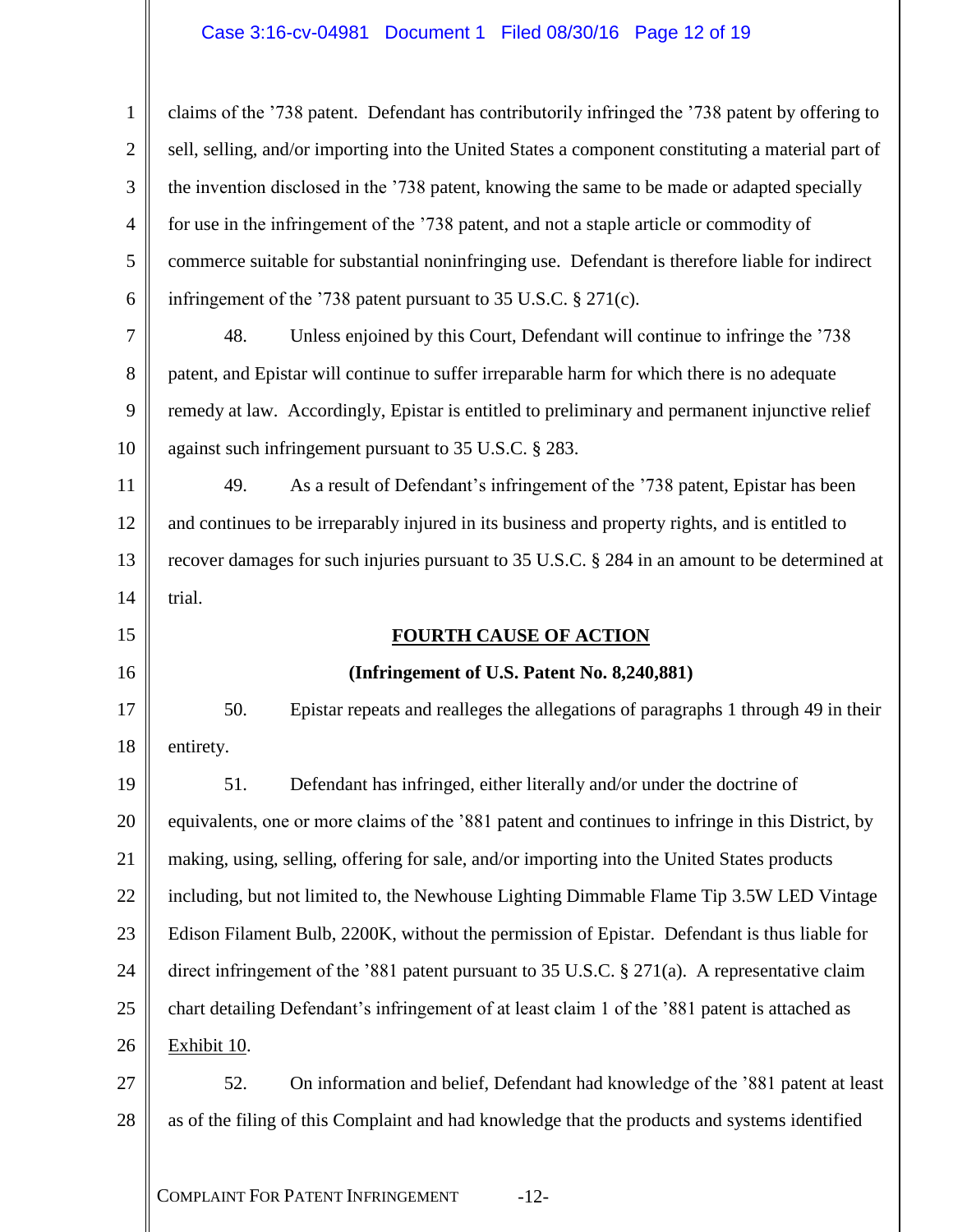claims of the ’738 patent. Defendant has contributorily infringed the ’738 patent by offering to sell, selling, and/or importing into the United States a component constituting a material part of the invention disclosed in the ’738 patent, knowing the same to be made or adapted specially for use in the infringement of the ’738 patent, and not a staple article or commodity of commerce suitable for substantial noninfringing use. Defendant is therefore liable for indirect infringement of the ’738 patent pursuant to 35 U.S.C. § 271(c).

48. Unless enjoined by this Court, Defendant will continue to infringe the ’738 patent, and Epistar will continue to suffer irreparable harm for which there is no adequate remedy at law. Accordingly, Epistar is entitled to preliminary and permanent injunctive relief against such infringement pursuant to 35 U.S.C. § 283.

49. As a result of Defendant’s infringement of the ’738 patent, Epistar has been and continues to be irreparably injured in its business and property rights, and is entitled to recover damages for such injuries pursuant to 35 U.S.C. § 284 in an amount to be determined at trial.

## FOURTH CAUSE OF ACTION

**(Infringement of U.S. Patent No. 8,240,881)**

50. Epistar repeats and realleges the allegations of paragraphs 1 through 49 in their entirety.

51. Defendant has infringed, either literally and/or under the doctrine of equivalents, one or more claims of the ’881 patent and continues to infringe in this District, by making, using, selling, offering for sale, and/or importing into the United States products including, but not limited to, the Newhouse Lighting Dimmable Flame Tip 3.5W LED Vintage Edison Filament Bulb, 2200K, without the permission of Epistar. Defendant is thus liable for direct infringement of the ’881 patent pursuant to 35 U.S.C. § 271(a). A representative claim chart detailing Defendant’s infringement of at least claim 1 of the ’881 patent is attached as Exhibit 10.

52. On information and belief, Defendant had knowledge of the ’881 patent at least as of the filing of this Complaint and had knowledge that the products and systems identified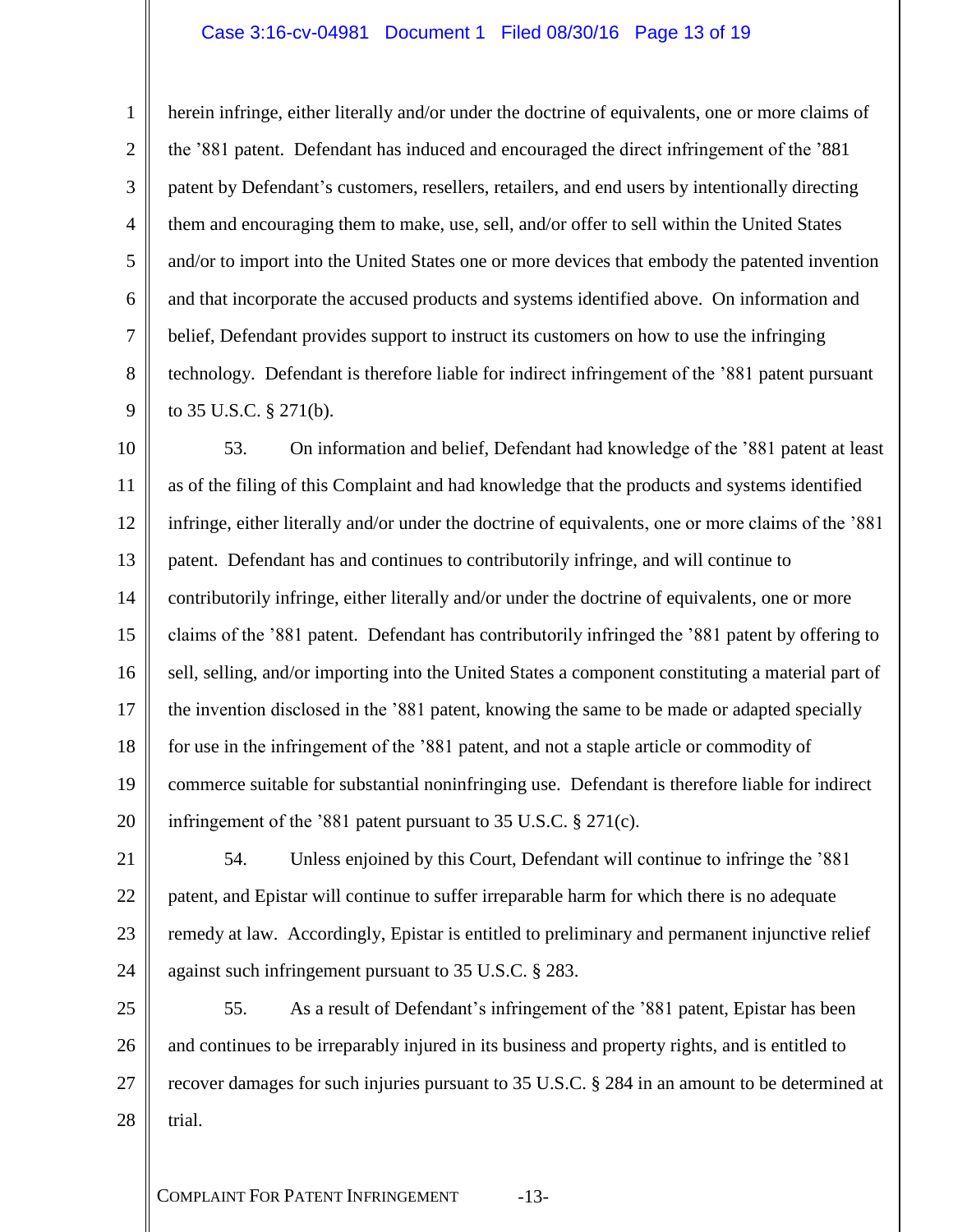herein infringe, either literally and/or under the doctrine of equivalents, one or more claims of the '881 patent. Defendant has induced and encouraged the direct infringement of the '881 patent by Defendant's customers, resellers, retailers, and end users by intentionally directing them and encouraging them to make, use, sell, and/or offer to sell within the United States and/or to import into the United States one or more devices that embody the patented invention and that incorporate the accused products and systems identified above. On information and belief, Defendant provides support to instruct its customers on how to use the infringing technology. Defendant is therefore liable for indirect infringement of the '881 patent pursuant to 35 U.S.C. § 271(b).

53. On information and belief, Defendant had knowledge of the '881 patent at least as of the filing of this Complaint and had knowledge that the products and systems identified infringe, either literally and/or under the doctrine of equivalents, one or more claims of the '881 patent. Defendant has and continues to contributorily infringe, and will continue to contributorily infringe, either literally and/or under the doctrine of equivalents, one or more claims of the '881 patent. Defendant has contributorily infringed the '881 patent by offering to sell, selling, and/or importing into the United States a component constituting a material part of the invention disclosed in the '881 patent, knowing the same to be made or adapted specially for use in the infringement of the '881 patent, and not a staple article or commodity of commerce suitable for substantial noninfringing use. Defendant is therefore liable for indirect infringement of the '881 patent pursuant to 35 U.S.C. § 271(c).

54. Unless enjoined by this Court, Defendant will continue to infringe the '881 patent, and Epistar will continue to suffer irreparable harm for which there is no adequate remedy at law. Accordingly, Epistar is entitled to preliminary and permanent injunctive relief against such infringement pursuant to 35 U.S.C. § 283.

55. As a result of Defendant's infringement of the '881 patent, Epistar has been and continues to be irreparably injured in its business and property rights, and is entitled to recover damages for such injuries pursuant to 35 U.S.C. § 284 in an amount to be determined at trial.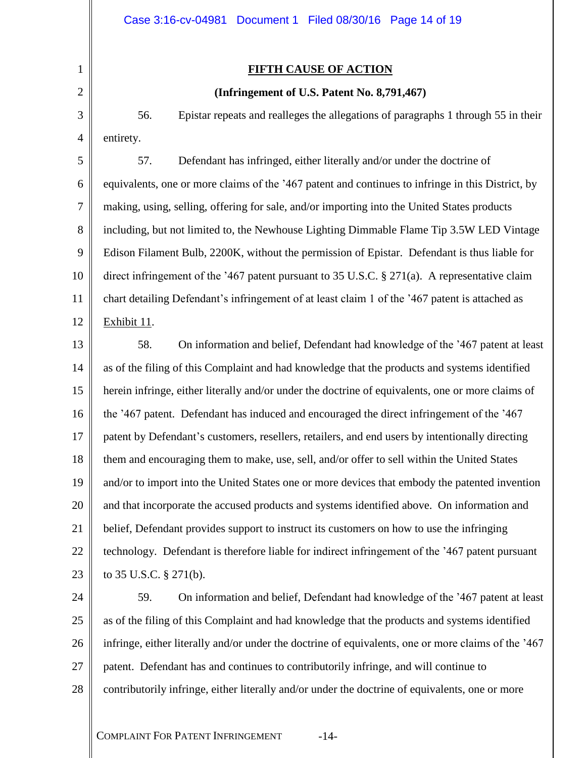**FIFTH CAUSE OF ACTION**

**(Infringement of U.S. Patent No. 8,791,467)**

56. Epistar repeats and realleges the allegations of paragraphs 1 through 55 in their entirety.

57. Defendant has infringed, either literally and/or under the doctrine of equivalents, one or more claims of the ’467 patent and continues to infringe in this District, by making, using, selling, offering for sale, and/or importing into the United States products including, but not limited to, the Newhouse Lighting Dimmable Flame Tip 3.5W LED Vintage Edison Filament Bulb, 2200K, without the permission of Epistar. Defendant is thus liable for direct infringement of the ’467 patent pursuant to 35 U.S.C. § 271(a). A representative claim chart detailing Defendant’s infringement of at least claim 1 of the ’467 patent is attached as Exhibit 11.

58. On information and belief, Defendant had knowledge of the ’467 patent at least as of the filing of this Complaint and had knowledge that the products and systems identified herein infringe, either literally and/or under the doctrine of equivalents, one or more claims of the ’467 patent. Defendant has induced and encouraged the direct infringement of the ’467 patent by Defendant’s customers, resellers, retailers, and end users by intentionally directing them and encouraging them to make, use, sell, and/or offer to sell within the United States and/or to import into the United States one or more devices that embody the patented invention and that incorporate the accused products and systems identified above. On information and belief, Defendant provides support to instruct its customers on how to use the infringing technology. Defendant is therefore liable for indirect infringement of the ’467 patent pursuant to 35 U.S.C. § 271(b).

59. On information and belief, Defendant had knowledge of the ’467 patent at least as of the filing of this Complaint and had knowledge that the products and systems identified infringe, either literally and/or under the doctrine of equivalents, one or more claims of the ’467 patent. Defendant has and continues to contributorily infringe, and will continue to contributorily infringe, either literally and/or under the doctrine of equivalents, one or more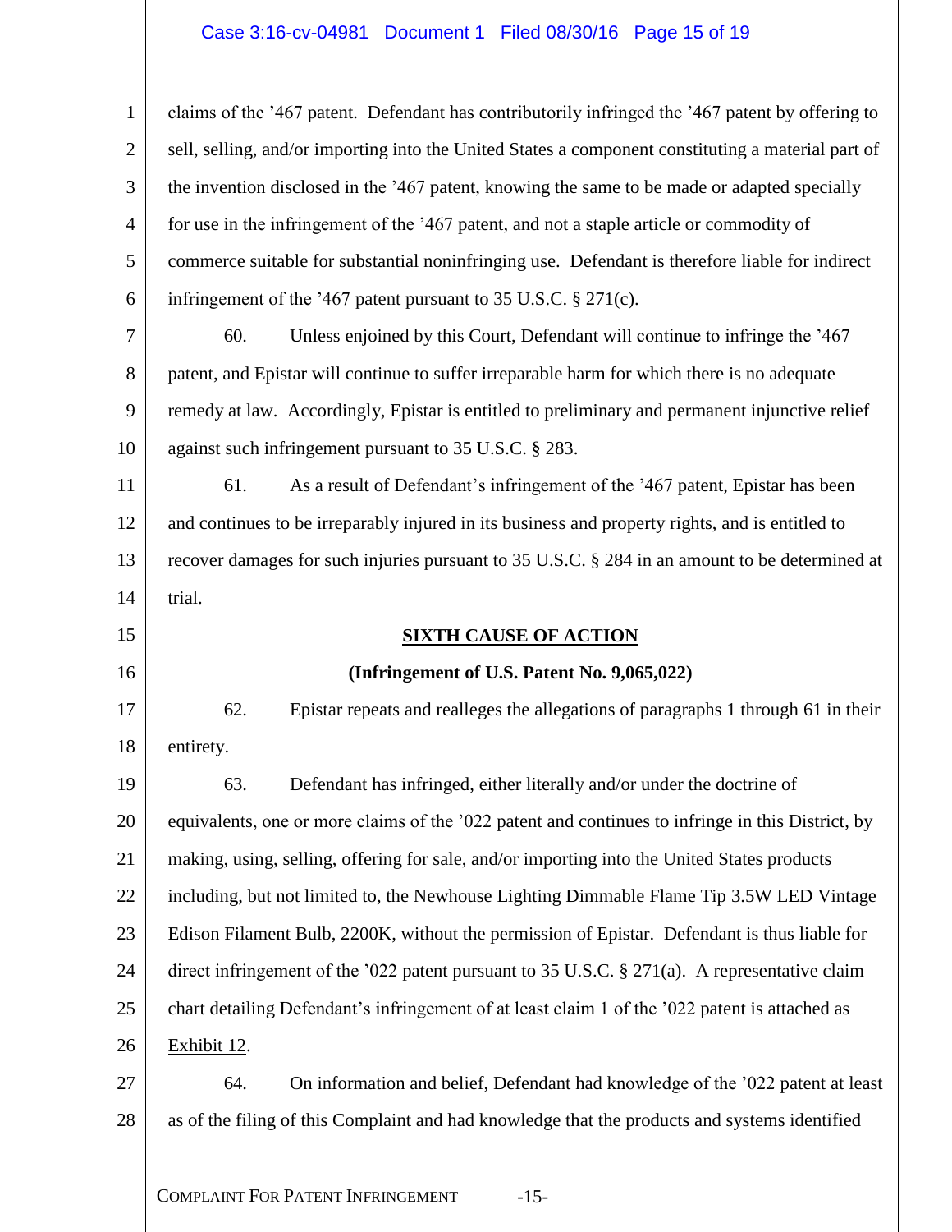claims of the ’467 patent. Defendant has contributorily infringed the ’467 patent by offering to sell, selling, and/or importing into the United States a component constituting a material part of the invention disclosed in the ’467 patent, knowing the same to be made or adapted specially for use in the infringement of the ’467 patent, and not a staple article or commodity of commerce suitable for substantial noninfringing use. Defendant is therefore liable for indirect infringement of the ’467 patent pursuant to 35 U.S.C. § 271(c).

60. Unless enjoined by this Court, Defendant will continue to infringe the ’467 patent, and Epistar will continue to suffer irreparable harm for which there is no adequate remedy at law. Accordingly, Epistar is entitled to preliminary and permanent injunctive relief against such infringement pursuant to 35 U.S.C. § 283.

61. As a result of Defendant’s infringement of the ’467 patent, Epistar has been and continues to be irreparably injured in its business and property rights, and is entitled to recover damages for such injuries pursuant to 35 U.S.C. § 284 in an amount to be determined at trial.

**SIXTH CAUSE OF ACTION**

**(Infringement of U.S. Patent No. 9,065,022)**

62. Epistar repeats and realleges the allegations of paragraphs 1 through 61 in their entirety.

63. Defendant has infringed, either literally and/or under the doctrine of equivalents, one or more claims of the ’022 patent and continues to infringe in this District, by making, using, selling, offering for sale, and/or importing into the United States products including, but not limited to, the Newhouse Lighting Dimmable Flame Tip 3.5W LED Vintage Edison Filament Bulb, 2200K, without the permission of Epistar. Defendant is thus liable for direct infringement of the ’022 patent pursuant to 35 U.S.C. § 271(a). A representative claim chart detailing Defendant’s infringement of at least claim 1 of the ’022 patent is attached as Exhibit 12.

64. On information and belief, Defendant had knowledge of the ’022 patent at least as of the filing of this Complaint and had knowledge that the products and systems identified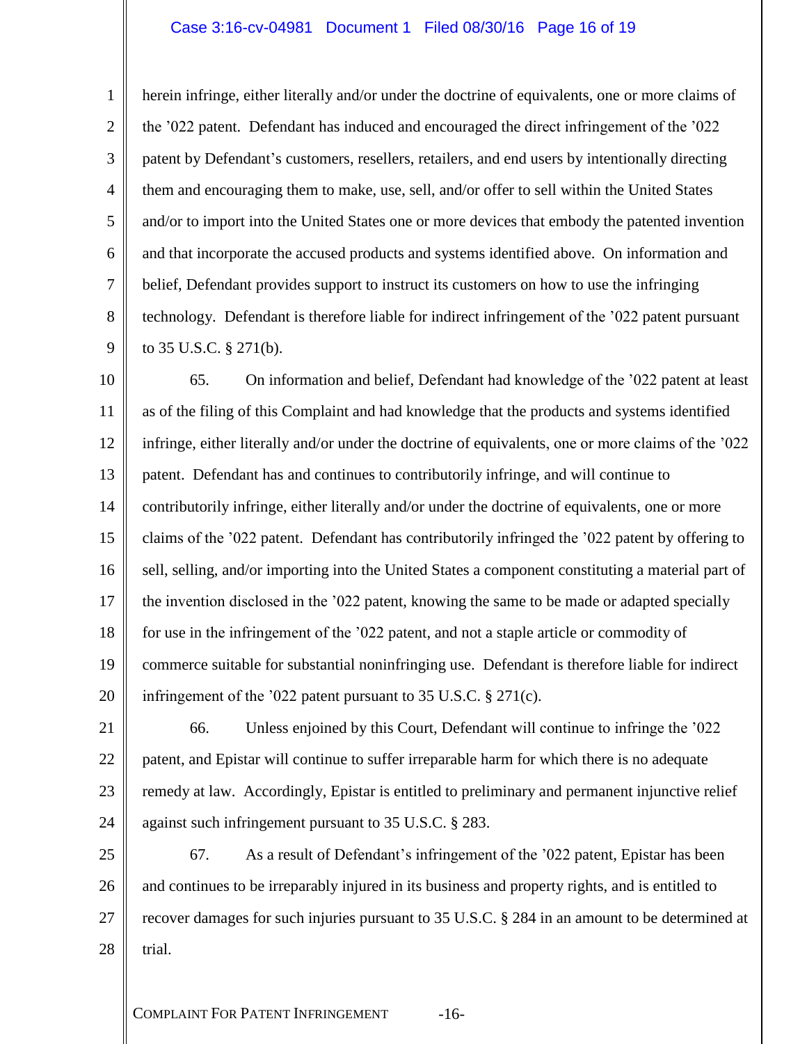herein infringe, either literally and/or under the doctrine of equivalents, one or more claims of the '022 patent. Defendant has induced and encouraged the direct infringement of the '022 patent by Defendant's customers, resellers, retailers, and end users by intentionally directing them and encouraging them to make, use, sell, and/or offer to sell within the United States and/or to import into the United States one or more devices that embody the patented invention and that incorporate the accused products and systems identified above. On information and belief, Defendant provides support to instruct its customers on how to use the infringing technology. Defendant is therefore liable for indirect infringement of the '022 patent pursuant to 35 U.S.C. § 271(b).

65. On information and belief, Defendant had knowledge of the '022 patent at least as of the filing of this Complaint and had knowledge that the products and systems identified infringe, either literally and/or under the doctrine of equivalents, one or more claims of the '022 patent. Defendant has and continues to contributorily infringe, and will continue to contributorily infringe, either literally and/or under the doctrine of equivalents, one or more claims of the '022 patent. Defendant has contributorily infringed the '022 patent by offering to sell, selling, and/or importing into the United States a component constituting a material part of the invention disclosed in the '022 patent, knowing the same to be made or adapted specially for use in the infringement of the '022 patent, and not a staple article or commodity of commerce suitable for substantial noninfringing use. Defendant is therefore liable for indirect infringement of the '022 patent pursuant to 35 U.S.C. § 271(c).

66. Unless enjoined by this Court, Defendant will continue to infringe the '022 patent, and Epistar will continue to suffer irreparable harm for which there is no adequate remedy at law. Accordingly, Epistar is entitled to preliminary and permanent injunctive relief against such infringement pursuant to 35 U.S.C. § 283.

67. As a result of Defendant's infringement of the '022 patent, Epistar has been and continues to be irreparably injured in its business and property rights, and is entitled to recover damages for such injuries pursuant to 35 U.S.C. § 284 in an amount to be determined at trial.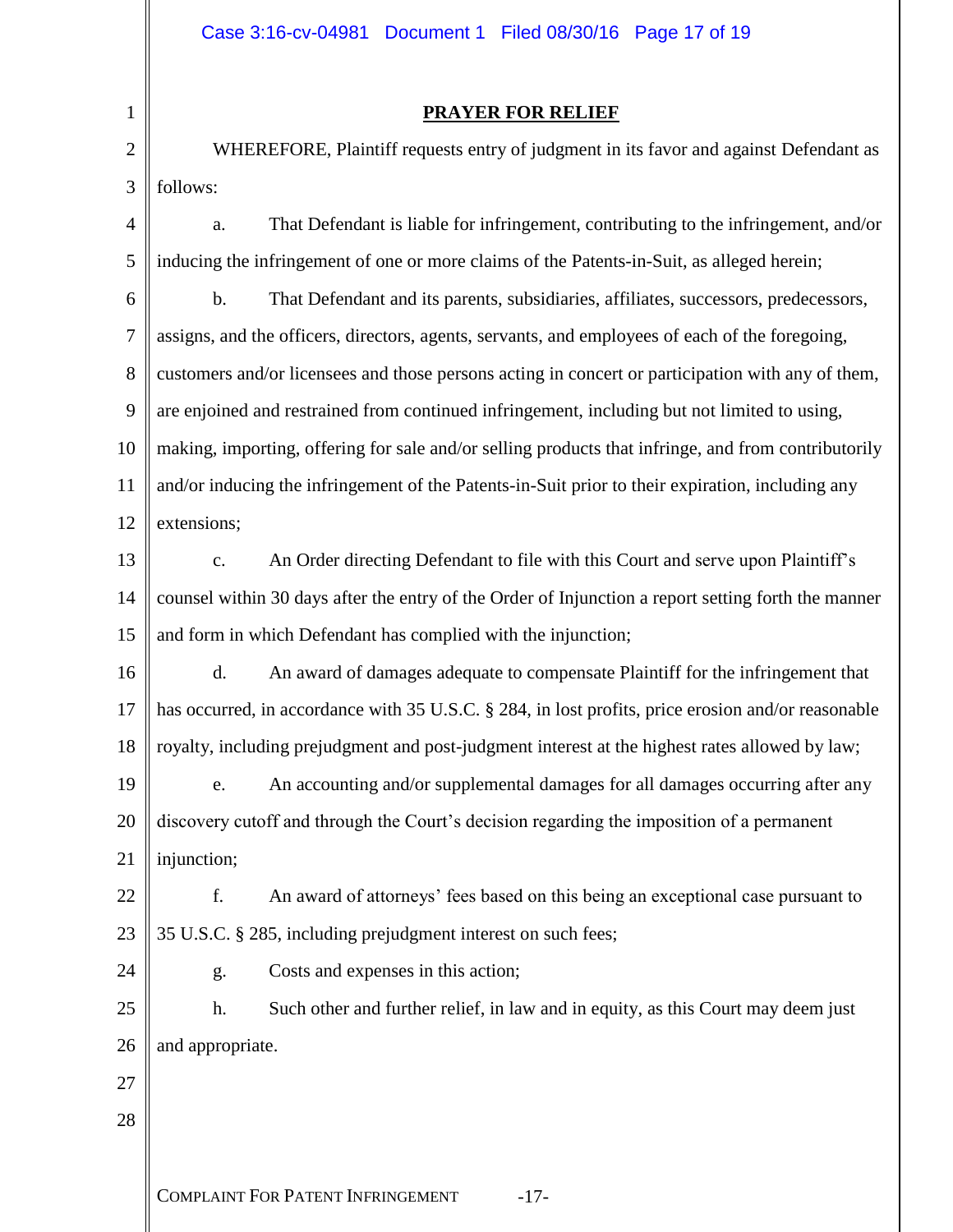**PRAYER FOR RELIEF**

WHEREFORE, Plaintiff requests entry of judgment in its favor and against Defendant as follows:

a. That Defendant is liable for infringement, contributing to the infringement, and/or inducing the infringement of one or more claims of the Patents-in-Suit, as alleged herein;

b. That Defendant and its parents, subsidiaries, affiliates, successors, predecessors, assigns, and the officers, directors, agents, servants, and employees of each of the foregoing, customers and/or licensees and those persons acting in concert or participation with any of them, are enjoined and restrained from continued infringement, including but not limited to using, making, importing, offering for sale and/or selling products that infringe, and from contributorily and/or inducing the infringement of the Patents-in-Suit prior to their expiration, including any extensions;

c. An Order directing Defendant to file with this Court and serve upon Plaintiff's counsel within 30 days after the entry of the Order of Injunction a report setting forth the manner and form in which Defendant has complied with the injunction;

d. An award of damages adequate to compensate Plaintiff for the infringement that has occurred, in accordance with 35 U.S.C. § 284, in lost profits, price erosion and/or reasonable royalty, including prejudgment and post-judgment interest at the highest rates allowed by law;

e. An accounting and/or supplemental damages for all damages occurring after any discovery cutoff and through the Court's decision regarding the imposition of a permanent injunction;

f. An award of attorneys' fees based on this being an exceptional case pursuant to 35 U.S.C. § 285, including prejudgment interest on such fees;

g. Costs and expenses in this action;

h. Such other and further relief, in law and in equity, as this Court may deem just and appropriate.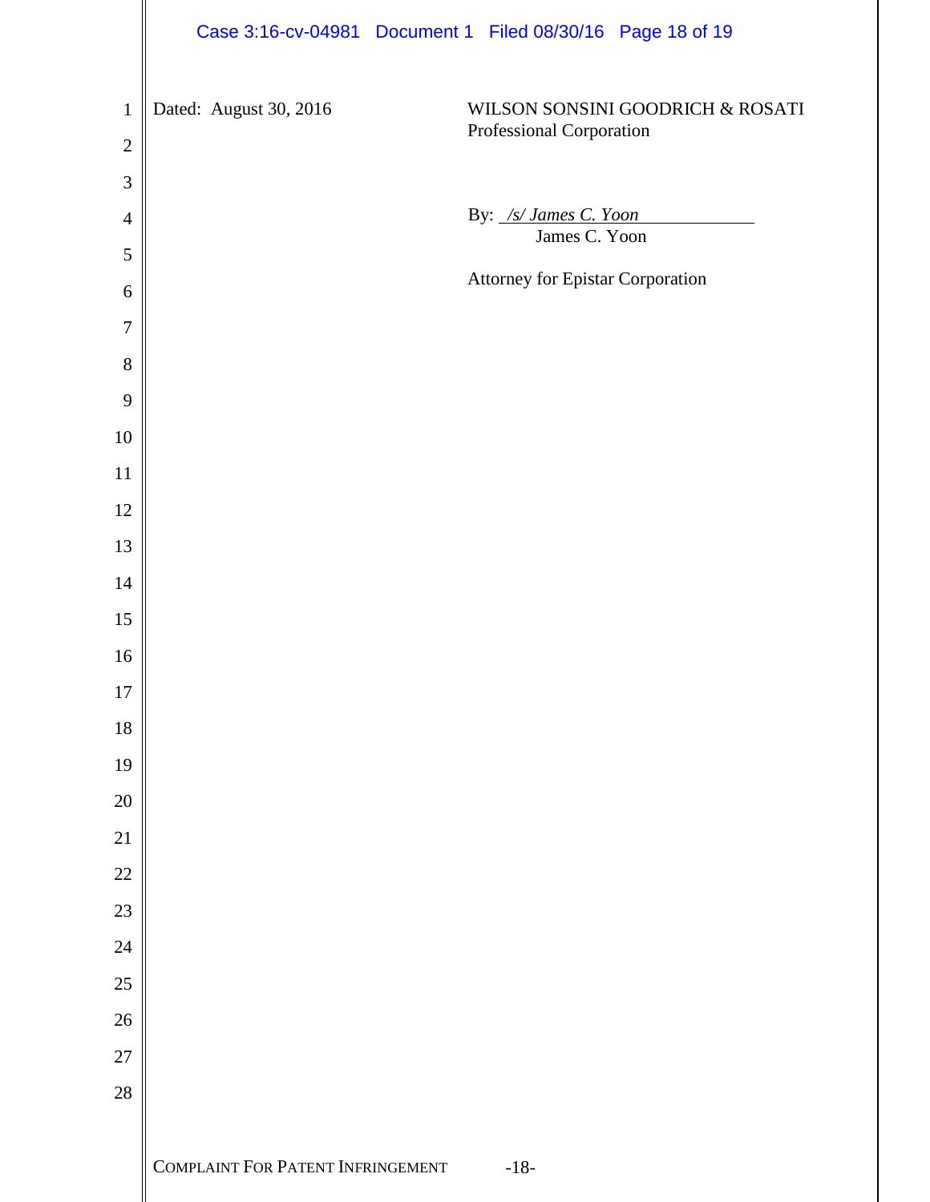Dated: August 30, 2016

WILSON SONSINI GOODRICH & ROSATI
Professional Corporation

By: */s/ James C. Yoon*
James C. Yoon

Attorney for Epistar Corporation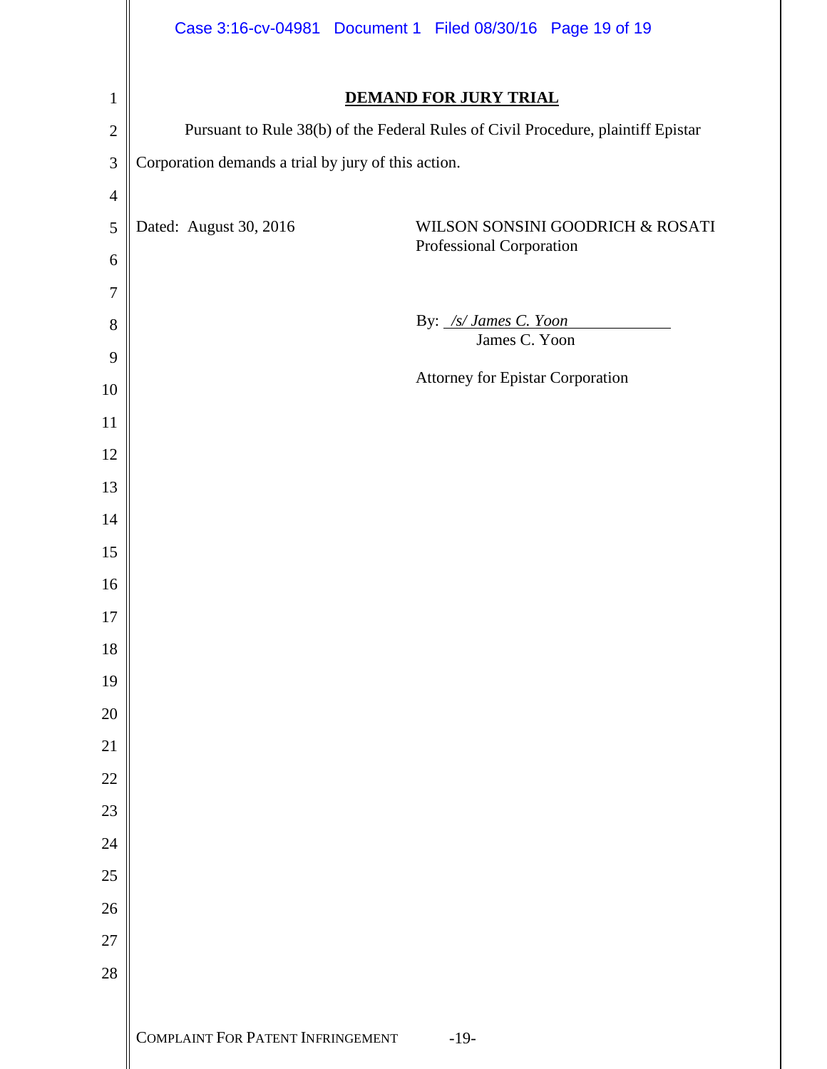**DEMAND FOR JURY TRIAL**

Pursuant to Rule 38(b) of the Federal Rules of Civil Procedure, plaintiff Epistar Corporation demands a trial by jury of this action.

Dated: August 30, 2016

WILSON SONSINI GOODRICH & ROSATI
Professional Corporation

By: */s/ James C. Yoon*
James C. Yoon

Attorney for Epistar Corporation